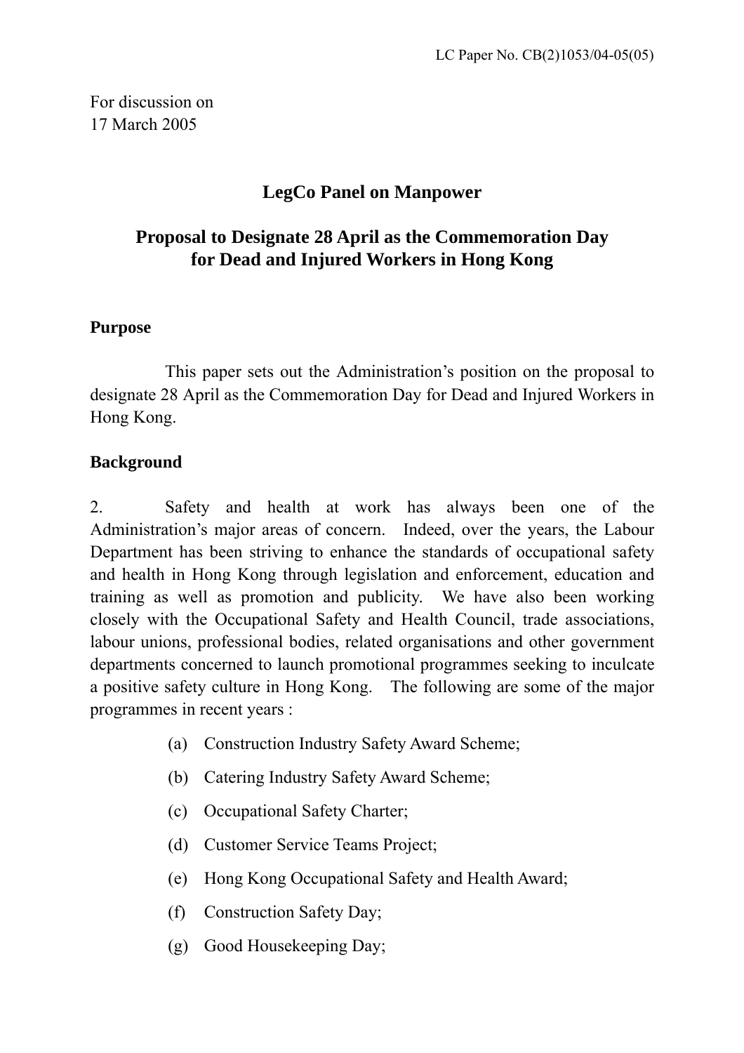LC Paper No. CB(2)1053/04-05(05)

For discussion on
17 March 2005

## LegCo Panel on Manpower

## Proposal to Designate 28 April as the Commemoration Day for Dead and Injured Workers in Hong Kong

### Purpose

This paper sets out the Administration's position on the proposal to designate 28 April as the Commemoration Day for Dead and Injured Workers in Hong Kong.

### Background

2. Safety and health at work has always been one of the Administration's major areas of concern. Indeed, over the years, the Labour Department has been striving to enhance the standards of occupational safety and health in Hong Kong through legislation and enforcement, education and training as well as promotion and publicity. We have also been working closely with the Occupational Safety and Health Council, trade associations, labour unions, professional bodies, related organisations and other government departments concerned to launch promotional programmes seeking to inculcate a positive safety culture in Hong Kong. The following are some of the major programmes in recent years :

(a) Construction Industry Safety Award Scheme;

(b) Catering Industry Safety Award Scheme;

(c) Occupational Safety Charter;

(d) Customer Service Teams Project;

(e) Hong Kong Occupational Safety and Health Award;

(f) Construction Safety Day;

(g) Good Housekeeping Day;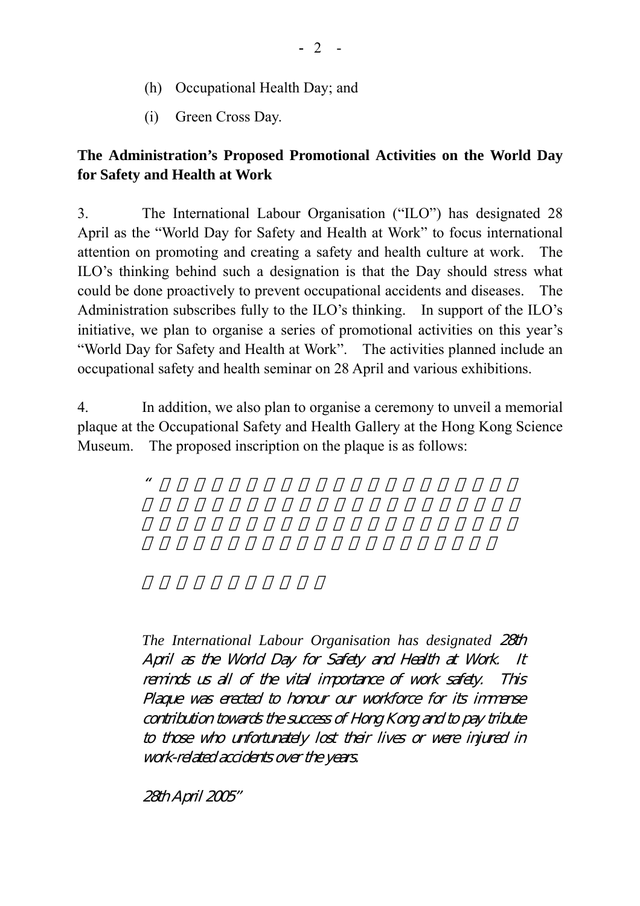(h) Occupational Health Day; and

(i) Green Cross Day.

**The Administration's Proposed Promotional Activities on the World Day for Safety and Health at Work**

3. The International Labour Organisation ("ILO") has designated 28 April as the "World Day for Safety and Health at Work" to focus international attention on promoting and creating a safety and health culture at work. The ILO's thinking behind such a designation is that the Day should stress what could be done proactively to prevent occupational accidents and diseases. The Administration subscribes fully to the ILO's thinking. In support of the ILO's initiative, we plan to organise a series of promotional activities on this year's "World Day for Safety and Health at Work". The activities planned include an occupational safety and health seminar on 28 April and various exhibitions.

4. In addition, we also plan to organise a ceremony to unveil a memorial plaque at the Occupational Safety and Health Gallery at the Hong Kong Science Museum. The proposed inscription on the plaque is as follows:

> “
>
> *The International Labour Organisation has designated 28th April as the World Day for Safety and Health at Work. It reminds us all of the vital importance of work safety. This Plaque was erected to honour our workforce for its immense contribution towards the success of Hong Kong and to pay tribute to those who unfortunately lost their lives or were injured in work-related accidents over the years.*
>
> *28th April 2005"*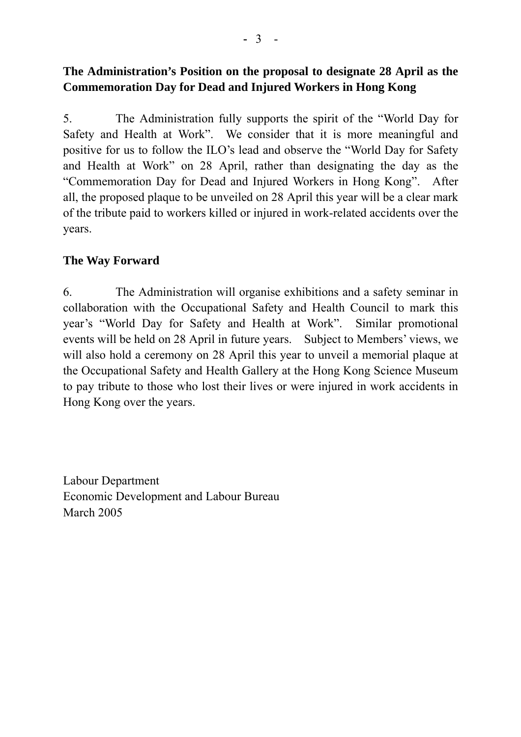**The Administration's Position on the proposal to designate 28 April as the Commemoration Day for Dead and Injured Workers in Hong Kong**

5. The Administration fully supports the spirit of the "World Day for Safety and Health at Work". We consider that it is more meaningful and positive for us to follow the ILO's lead and observe the "World Day for Safety and Health at Work" on 28 April, rather than designating the day as the "Commemoration Day for Dead and Injured Workers in Hong Kong". After all, the proposed plaque to be unveiled on 28 April this year will be a clear mark of the tribute paid to workers killed or injured in work-related accidents over the years.

**The Way Forward**

6. The Administration will organise exhibitions and a safety seminar in collaboration with the Occupational Safety and Health Council to mark this year's "World Day for Safety and Health at Work". Similar promotional events will be held on 28 April in future years. Subject to Members' views, we will also hold a ceremony on 28 April this year to unveil a memorial plaque at the Occupational Safety and Health Gallery at the Hong Kong Science Museum to pay tribute to those who lost their lives or were injured in work accidents in Hong Kong over the years.

Labour Department
Economic Development and Labour Bureau
March 2005